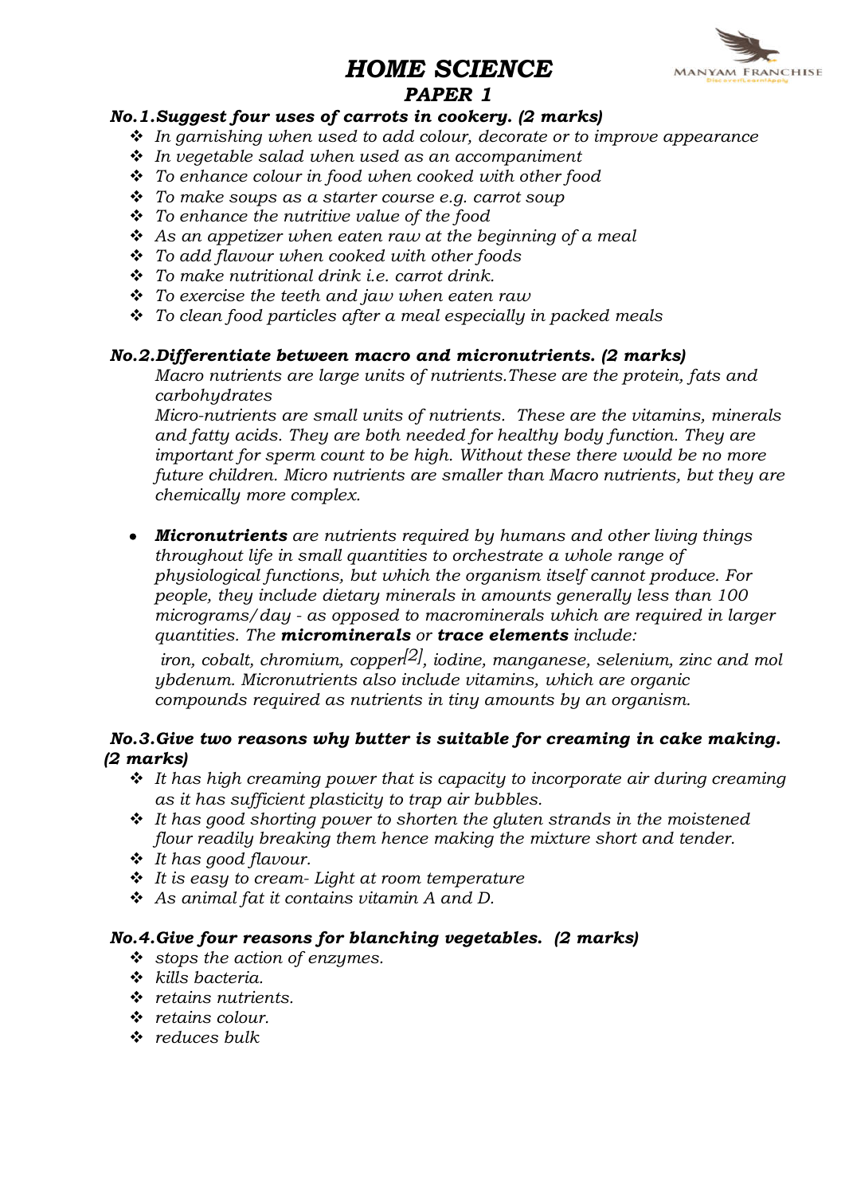# HOME SCIENCE

## PAPER 1

**No.1.Suggest four uses of carrots in cookery. (2 marks)**

- *In garnishing when used to add colour, decorate or to improve appearance*
- *In vegetable salad when used as an accompaniment*
- *To enhance colour in food when cooked with other food*
- *To make soups as a starter course e.g. carrot soup*
- *To enhance the nutritive value of the food*
- *As an appetizer when eaten raw at the beginning of a meal*
- *To add flavour when cooked with other foods*
- *To make nutritional drink i.e. carrot drink.*
- *To exercise the teeth and jaw when eaten raw*
- *To clean food particles after a meal especially in packed meals*

**No.2.Differentiate between macro and micronutrients. (2 marks)**

*Macro nutrients are large units of nutrients.These are the protein, fats and carbohydrates*

*Micro-nutrients are small units of nutrients. These are the vitamins, minerals and fatty acids. They are both needed for healthy body function. They are important for sperm count to be high. Without these there would be no more future children. Micro nutrients are smaller than Macro nutrients, but they are chemically more complex.*

- ***Micronutrients** are nutrients required by humans and other living things throughout life in small quantities to orchestrate a whole range of physiological functions, but which the organism itself cannot produce. For people, they include dietary minerals in amounts generally less than 100 micrograms/day - as opposed to macrominerals which are required in larger quantities. The **microminerals** or **trace elements** include:*

  *iron, cobalt, chromium, copper[2], iodine, manganese, selenium, zinc and molybdenum. Micronutrients also include vitamins, which are organic compounds required as nutrients in tiny amounts by an organism.*

**No.3.Give two reasons why butter is suitable for creaming in cake making. (2 marks)**

- *It has high creaming power that is capacity to incorporate air during creaming as it has sufficient plasticity to trap air bubbles.*
- *It has good shorting power to shorten the gluten strands in the moistened flour readily breaking them hence making the mixture short and tender.*
- *It has good flavour.*
- *It is easy to cream- Light at room temperature*
- *As animal fat it contains vitamin A and D.*

**No.4.Give four reasons for blanching vegetables. (2 marks)**

- *stops the action of enzymes.*
- *kills bacteria.*
- *retains nutrients.*
- *retains colour.*
- *reduces bulk*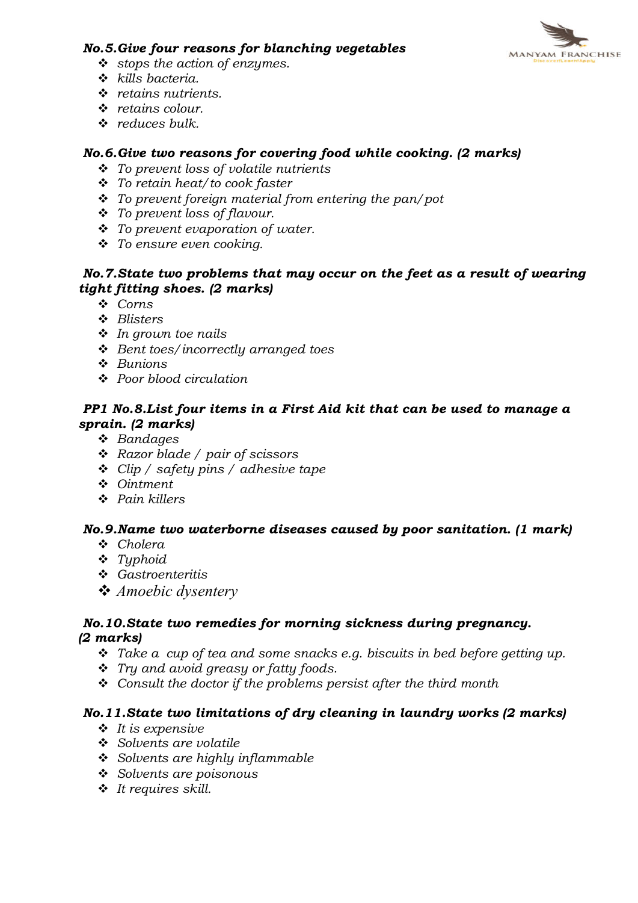**_No.5.Give four reasons for blanching vegetables_**

- *stops the action of enzymes.*
- *kills bacteria.*
- *retains nutrients.*
- *retains colour.*
- *reduces bulk.*

**_No.6.Give two reasons for covering food while cooking. (2 marks)_**

- *To prevent loss of volatile nutrients*
- *To retain heat/to cook faster*
- *To prevent foreign material from entering the pan/pot*
- *To prevent loss of flavour.*
- *To prevent evaporation of water.*
- *To ensure even cooking.*

**_No.7.State two problems that may occur on the feet as a result of wearing tight fitting shoes. (2 marks)_**

- *Corns*
- *Blisters*
- *In grown toe nails*
- *Bent toes/incorrectly arranged toes*
- *Bunions*
- *Poor blood circulation*

**_PP1 No.8.List four items in a First Aid kit that can be used to manage a sprain. (2 marks)_**

- *Bandages*
- *Razor blade / pair of scissors*
- *Clip / safety pins / adhesive tape*
- *Ointment*
- *Pain killers*

**_No.9.Name two waterborne diseases caused by poor sanitation. (1 mark)_**

- *Cholera*
- *Typhoid*
- *Gastroenteritis*
- *Amoebic dysentery*

**_No.10.State two remedies for morning sickness during pregnancy. (2 marks)_**

- *Take a cup of tea and some snacks e.g. biscuits in bed before getting up.*
- *Try and avoid greasy or fatty foods.*
- *Consult the doctor if the problems persist after the third month*

**_No.11.State two limitations of dry cleaning in laundry works (2 marks)_**

- *It is expensive*
- *Solvents are volatile*
- *Solvents are highly inflammable*
- *Solvents are poisonous*
- *It requires skill.*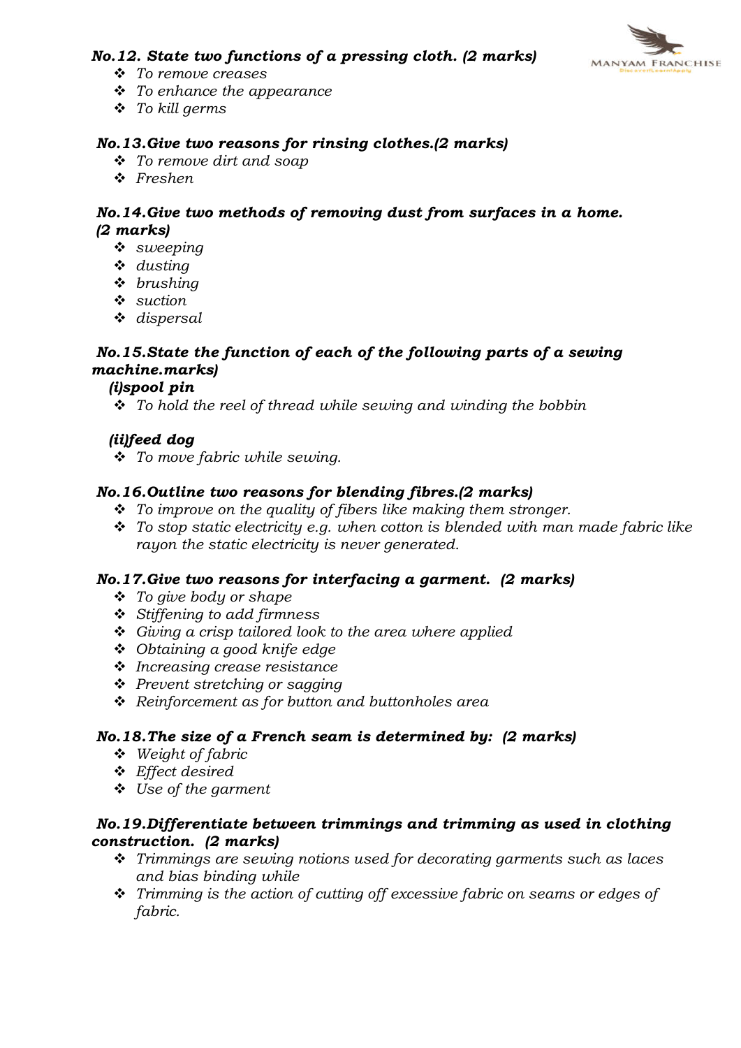***No.12. State two functions of a pressing cloth. (2 marks)***

- *To remove creases*
- *To enhance the appearance*
- *To kill germs*

***No.13.Give two reasons for rinsing clothes.(2 marks)***

- *To remove dirt and soap*
- *Freshen*

***No.14.Give two methods of removing dust from surfaces in a home. (2 marks)***

- *sweeping*
- *dusting*
- *brushing*
- *suction*
- *dispersal*

***No.15.State the function of each of the following parts of a sewing machine.marks)***

***(i)spool pin***

- *To hold the reel of thread while sewing and winding the bobbin*

***(ii)feed dog***

- *To move fabric while sewing.*

***No.16.Outline two reasons for blending fibres.(2 marks)***

- *To improve on the quality of fibers like making them stronger.*
- *To stop static electricity e.g. when cotton is blended with man made fabric like rayon the static electricity is never generated.*

***No.17.Give two reasons for interfacing a garment. (2 marks)***

- *To give body or shape*
- *Stiffening to add firmness*
- *Giving a crisp tailored look to the area where applied*
- *Obtaining a good knife edge*
- *Increasing crease resistance*
- *Prevent stretching or sagging*
- *Reinforcement as for button and buttonholes area*

***No.18.The size of a French seam is determined by: (2 marks)***

- *Weight of fabric*
- *Effect desired*
- *Use of the garment*

***No.19.Differentiate between trimmings and trimming as used in clothing construction. (2 marks)***

- *Trimmings are sewing notions used for decorating garments such as laces and bias binding while*
- *Trimming is the action of cutting off excessive fabric on seams or edges of fabric.*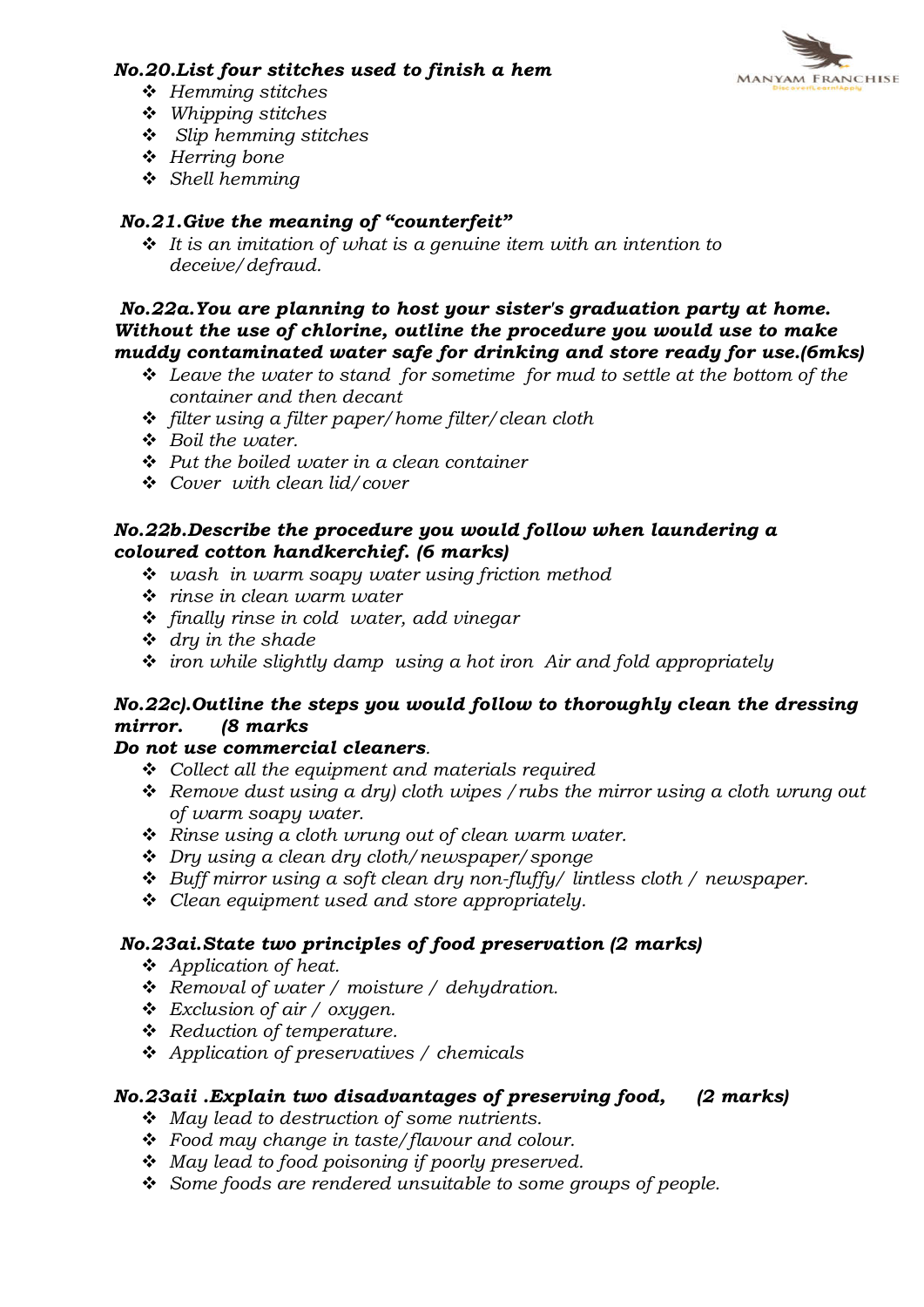***No.20.List four stitches used to finish a hem***

- *Hemming stitches*
- *Whipping stitches*
- *Slip hemming stitches*
- *Herring bone*
- *Shell hemming*

***No.21.Give the meaning of "counterfeit"***

- *It is an imitation of what is a genuine item with an intention to deceive/defraud.*

***No.22a.You are planning to host your sister's graduation party at home. Without the use of chlorine, outline the procedure you would use to make muddy contaminated water safe for drinking and store ready for use.(6mks)***

- *Leave the water to stand for sometime for mud to settle at the bottom of the container and then decant*
- *filter using a filter paper/home filter/clean cloth*
- *Boil the water.*
- *Put the boiled water in a clean container*
- *Cover with clean lid/cover*

***No.22b.Describe the procedure you would follow when laundering a coloured cotton handkerchief. (6 marks)***

- *wash in warm soapy water using friction method*
- *rinse in clean warm water*
- *finally rinse in cold water, add vinegar*
- *dry in the shade*
- *iron while slightly damp using a hot iron Air and fold appropriately*

***No.22c).Outline the steps you would follow to thoroughly clean the dressing mirror. (8 marks***

***Do not use commercial cleaners.***

- *Collect all the equipment and materials required*
- *Remove dust using a dry) cloth wipes /rubs the mirror using a cloth wrung out of warm soapy water.*
- *Rinse using a cloth wrung out of clean warm water.*
- *Dry using a clean dry cloth/newspaper/sponge*
- *Buff mirror using a soft clean dry non-fluffy/ lintless cloth / newspaper.*
- *Clean equipment used and store appropriately.*

***No.23ai.State two principles of food preservation (2 marks)***

- *Application of heat.*
- *Removal of water / moisture / dehydration.*
- *Exclusion of air / oxygen.*
- *Reduction of temperature.*
- *Application of preservatives / chemicals*

***No.23aii .Explain two disadvantages of preserving food, (2 marks)***

- *May lead to destruction of some nutrients.*
- *Food may change in taste/flavour and colour.*
- *May lead to food poisoning if poorly preserved.*
- *Some foods are rendered unsuitable to some groups of people.*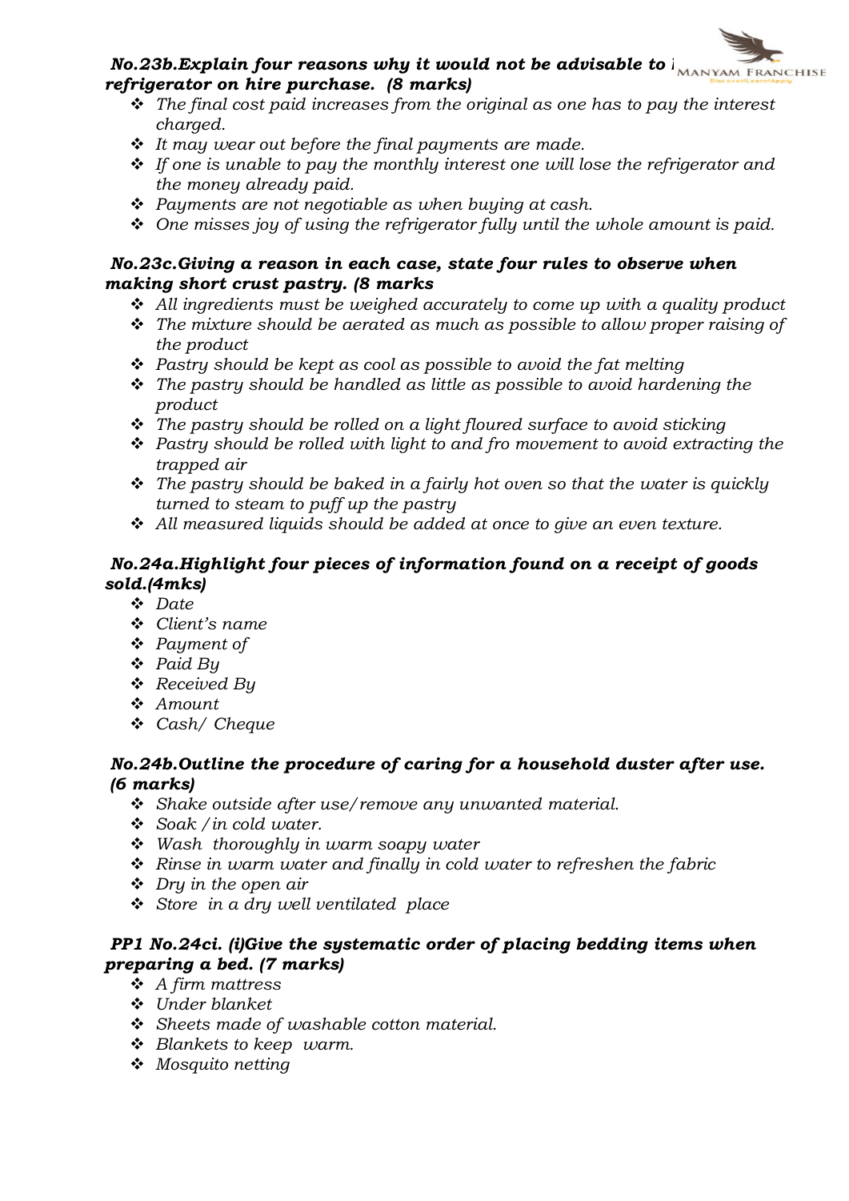**No.23b.Explain four reasons why it would not be advisable to buy a refrigerator on hire purchase. (8 marks)**

- *The final cost paid increases from the original as one has to pay the interest charged.*
- *It may wear out before the final payments are made.*
- *If one is unable to pay the monthly interest one will lose the refrigerator and the money already paid.*
- *Payments are not negotiable as when buying at cash.*
- *One misses joy of using the refrigerator fully until the whole amount is paid.*

**No.23c.Giving a reason in each case, state four rules to observe when making short crust pastry. (8 marks**

- *All ingredients must be weighed accurately to come up with a quality product*
- *The mixture should be aerated as much as possible to allow proper raising of the product*
- *Pastry should be kept as cool as possible to avoid the fat melting*
- *The pastry should be handled as little as possible to avoid hardening the product*
- *The pastry should be rolled on a light floured surface to avoid sticking*
- *Pastry should be rolled with light to and fro movement to avoid extracting the trapped air*
- *The pastry should be baked in a fairly hot oven so that the water is quickly turned to steam to puff up the pastry*
- *All measured liquids should be added at once to give an even texture.*

**No.24a.Highlight four pieces of information found on a receipt of goods sold.(4mks)**

- *Date*
- *Client's name*
- *Payment of*
- *Paid By*
- *Received By*
- *Amount*
- *Cash/ Cheque*

**No.24b.Outline the procedure of caring for a household duster after use. (6 marks)**

- *Shake outside after use/remove any unwanted material.*
- *Soak /in cold water.*
- *Wash thoroughly in warm soapy water*
- *Rinse in warm water and finally in cold water to refreshen the fabric*
- *Dry in the open air*
- *Store in a dry well ventilated place*

**PP1 No.24ci. (i)Give the systematic order of placing bedding items when preparing a bed. (7 marks)**

- *A firm mattress*
- *Under blanket*
- *Sheets made of washable cotton material.*
- *Blankets to keep warm.*
- *Mosquito netting*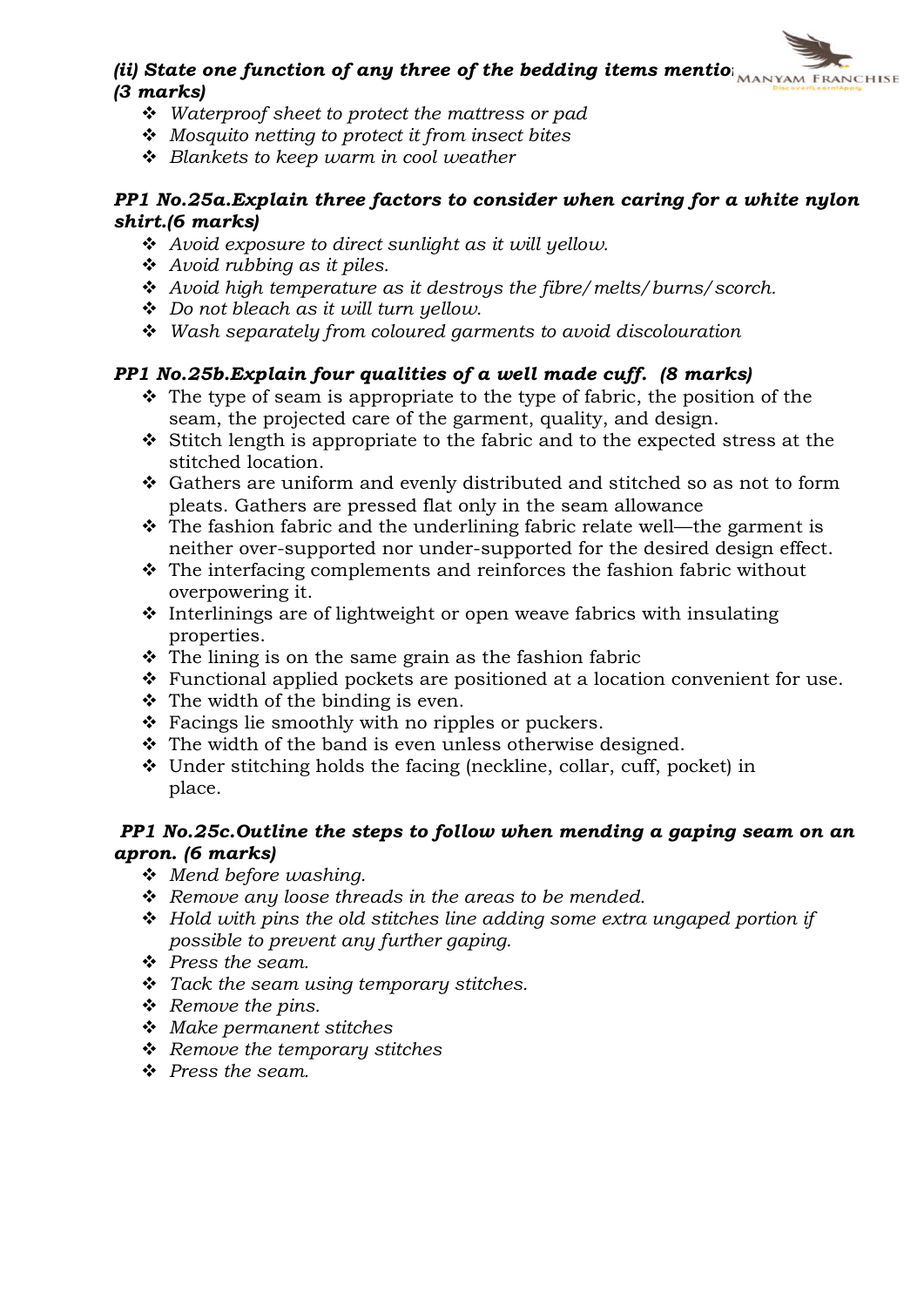***(ii) State one function of any three of the bedding items mentio...*** ***(3 marks)***

- *Waterproof sheet to protect the mattress or pad*
- *Mosquito netting to protect it from insect bites*
- *Blankets to keep warm in cool weather*

***PP1 No.25a.Explain three factors to consider when caring for a white nylon shirt.(6 marks)***

- *Avoid exposure to direct sunlight as it will yellow.*
- *Avoid rubbing as it piles.*
- *Avoid high temperature as it destroys the fibre/melts/burns/scorch.*
- *Do not bleach as it will turn yellow.*
- *Wash separately from coloured garments to avoid discolouration*

***PP1 No.25b.Explain four qualities of a well made cuff. (8 marks)***

- The type of seam is appropriate to the type of fabric, the position of the seam, the projected care of the garment, quality, and design.
- Stitch length is appropriate to the fabric and to the expected stress at the stitched location.
- Gathers are uniform and evenly distributed and stitched so as not to form pleats. Gathers are pressed flat only in the seam allowance
- The fashion fabric and the underlining fabric relate well—the garment is neither over-supported nor under-supported for the desired design effect.
- The interfacing complements and reinforces the fashion fabric without overpowering it.
- Interlinings are of lightweight or open weave fabrics with insulating properties.
- The lining is on the same grain as the fashion fabric
- Functional applied pockets are positioned at a location convenient for use.
- The width of the binding is even.
- Facings lie smoothly with no ripples or puckers.
- The width of the band is even unless otherwise designed.
- Under stitching holds the facing (neckline, collar, cuff, pocket) in place.

***PP1 No.25c.Outline the steps to follow when mending a gaping seam on an apron. (6 marks)***

- *Mend before washing.*
- *Remove any loose threads in the areas to be mended.*
- *Hold with pins the old stitches line adding some extra ungaped portion if possible to prevent any further gaping.*
- *Press the seam.*
- *Tack the seam using temporary stitches.*
- *Remove the pins.*
- *Make permanent stitches*
- *Remove the temporary stitches*
- *Press the seam.*